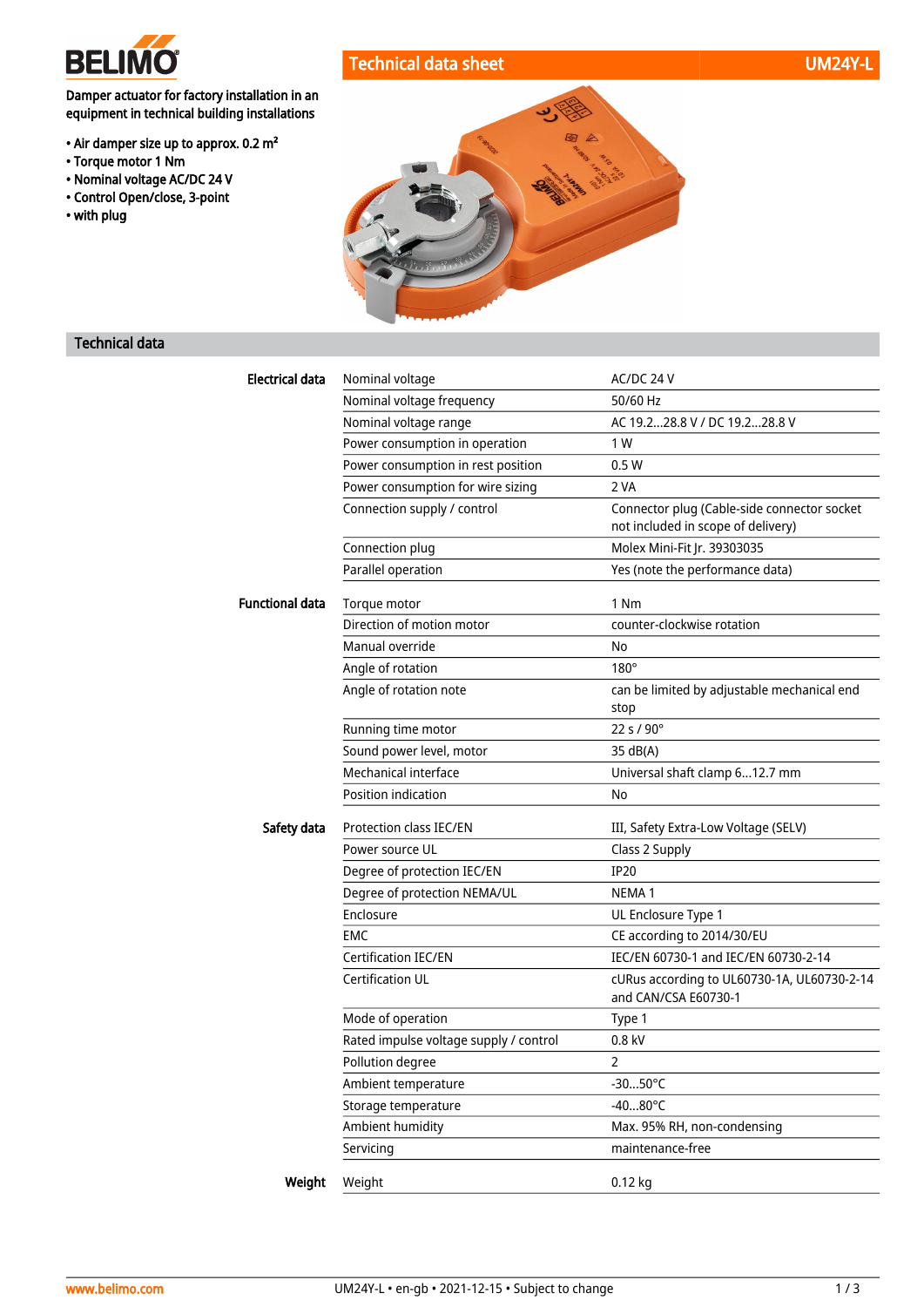BELIMO

# Technical data sheet — UM24Y-L

**Damper actuator for factory installation in an equipment in technical building installations**

- Air damper size up to approx. 0.2 m²
- Torque motor 1 Nm
- Nominal voltage AC/DC 24 V
- Control Open/close, 3-point
- with plug

## Technical data

| | | |
|---|---|---|
| **Electrical data** | Nominal voltage | AC/DC 24 V |
| | Nominal voltage frequency | 50/60 Hz |
| | Nominal voltage range | AC 19.2...28.8 V / DC 19.2...28.8 V |
| | Power consumption in operation | 1 W |
| | Power consumption in rest position | 0.5 W |
| | Power consumption for wire sizing | 2 VA |
| | Connection supply / control | Connector plug (Cable-side connector socket not included in scope of delivery) |
| | Connection plug | Molex Mini-Fit Jr. 39303035 |
| | Parallel operation | Yes (note the performance data) |
| **Functional data** | Torque motor | 1 Nm |
| | Direction of motion motor | counter-clockwise rotation |
| | Manual override | No |
| | Angle of rotation | 180° |
| | Angle of rotation note | can be limited by adjustable mechanical end stop |
| | Running time motor | 22 s / 90° |
| | Sound power level, motor | 35 dB(A) |
| | Mechanical interface | Universal shaft clamp 6...12.7 mm |
| | Position indication | No |
| **Safety data** | Protection class IEC/EN | III, Safety Extra-Low Voltage (SELV) |
| | Power source UL | Class 2 Supply |
| | Degree of protection IEC/EN | IP20 |
| | Degree of protection NEMA/UL | NEMA 1 |
| | Enclosure | UL Enclosure Type 1 |
| | EMC | CE according to 2014/30/EU |
| | Certification IEC/EN | IEC/EN 60730-1 and IEC/EN 60730-2-14 |
| | Certification UL | cURus according to UL60730-1A, UL60730-2-14 and CAN/CSA E60730-1 |
| | Mode of operation | Type 1 |
| | Rated impulse voltage supply / control | 0.8 kV |
| | Pollution degree | 2 |
| | Ambient temperature | -30...50°C |
| | Storage temperature | -40...80°C |
| | Ambient humidity | Max. 95% RH, non-condensing |
| | Servicing | maintenance-free |
| **Weight** | Weight | 0.12 kg |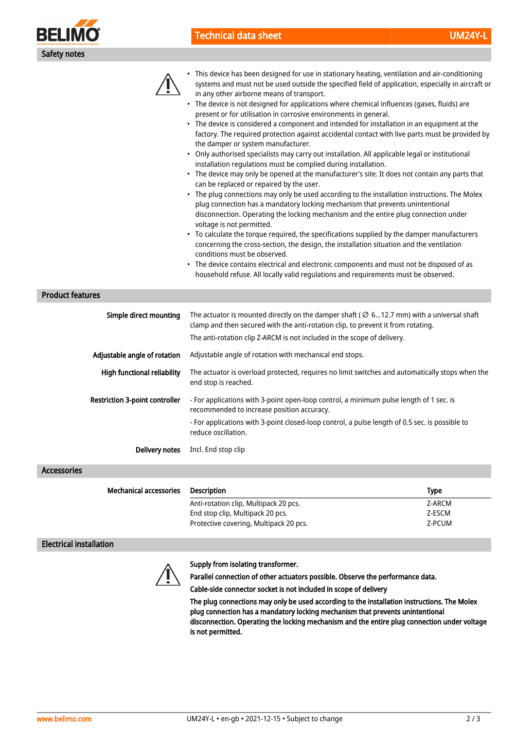## Safety notes

- This device has been designed for use in stationary heating, ventilation and air-conditioning systems and must not be used outside the specified field of application, especially in aircraft or in any other airborne means of transport.
- The device is not designed for applications where chemical influences (gases, fluids) are present or for utilisation in corrosive environments in general.
- The device is considered a component and intended for installation in an equipment at the factory. The required protection against accidental contact with live parts must be provided by the damper or system manufacturer.
- Only authorised specialists may carry out installation. All applicable legal or institutional installation regulations must be complied during installation.
- The device may only be opened at the manufacturer's site. It does not contain any parts that can be replaced or repaired by the user.
- The plug connections may only be used according to the installation instructions. The Molex plug connection has a mandatory locking mechanism that prevents unintentional disconnection. Operating the locking mechanism and the entire plug connection under voltage is not permitted.
- To calculate the torque required, the specifications supplied by the damper manufacturers concerning the cross-section, the design, the installation situation and the ventilation conditions must be observed.
- The device contains electrical and electronic components and must not be disposed of as household refuse. All locally valid regulations and requirements must be observed.

## Product features

**Simple direct mounting**

The actuator is mounted directly on the damper shaft ( ∅ 6...12.7 mm) with a universal shaft clamp and then secured with the anti-rotation clip, to prevent it from rotating.

The anti-rotation clip Z-ARCM is not included in the scope of delivery.

**Adjustable angle of rotation**

Adjustable angle of rotation with mechanical end stops.

**High functional reliability**

The actuator is overload protected, requires no limit switches and automatically stops when the end stop is reached.

**Restriction 3-point controller**

- For applications with 3-point open-loop control, a minimum pulse length of 1 sec. is recommended to increase position accuracy.

- For applications with 3-point closed-loop control, a pulse length of 0.5 sec. is possible to reduce oscillation.

**Delivery notes**

Incl. End stop clip

## Accessories

**Mechanical accessories**

| Description | Type |
|---|---|
| Anti-rotation clip, Multipack 20 pcs. | Z-ARCM |
| End stop clip, Multipack 20 pcs. | Z-ESCM |
| Protective covering, Multipack 20 pcs. | Z-PCUM |

## Electrical installation

**Supply from isolating transformer.**

**Parallel connection of other actuators possible. Observe the performance data.**

**Cable-side connector socket is not included in scope of delivery**

**The plug connections may only be used according to the installation instructions. The Molex plug connection has a mandatory locking mechanism that prevents unintentional disconnection. Operating the locking mechanism and the entire plug connection under voltage is not permitted.**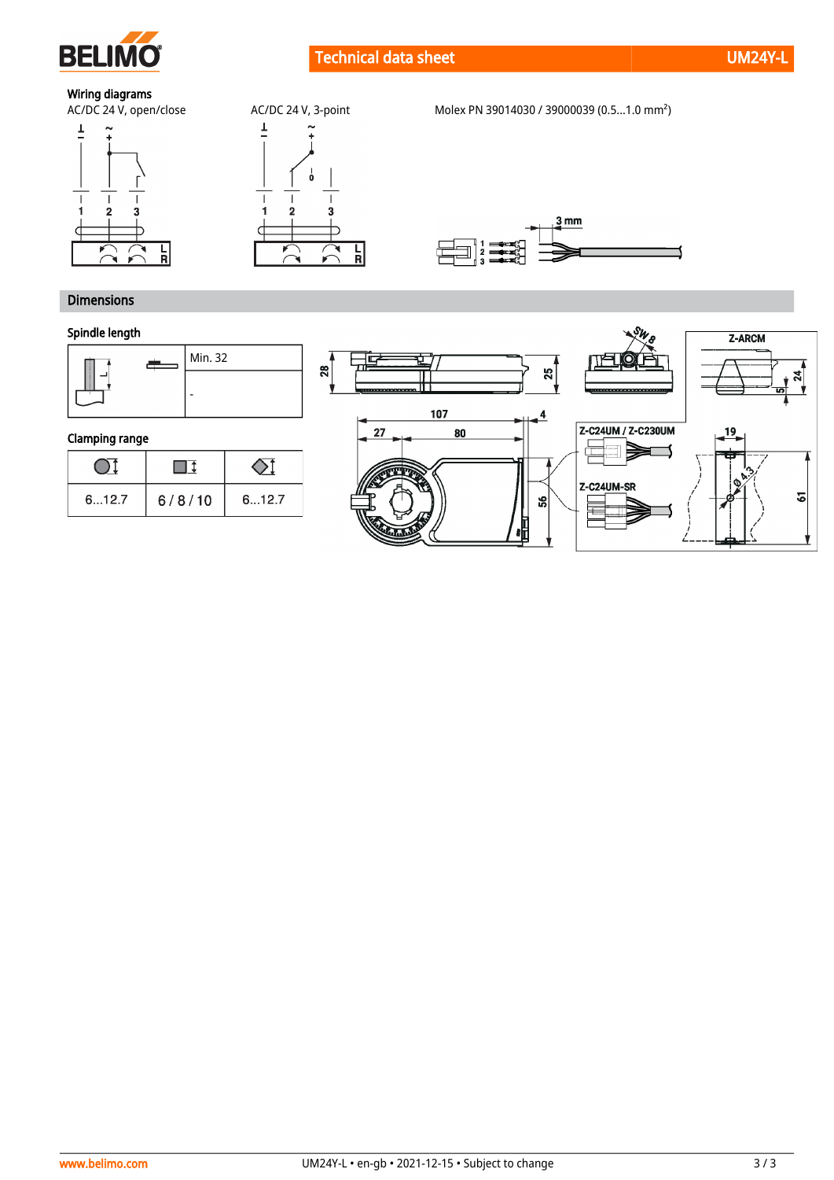## Wiring diagrams

AC/DC 24 V, open/close

AC/DC 24 V, 3-point

Molex PN 39014030 / 39000039 (0.5...1.0 mm²)

3 mm

## Dimensions

### Spindle length

| | |
|---|---|
| | Min. 32 |
| | - |

### Clamping range

| | | |
|---|---|---|
| | | |
| 6...12.7 | 6 / 8 / 10 | 6...12.7 |

SW 8

28

25

107

4

27

80

56

Z-ARCM

24

5

Z-C24UM / Z-C230UM

Z-C24UM-SR

19

Ø 4.3

61